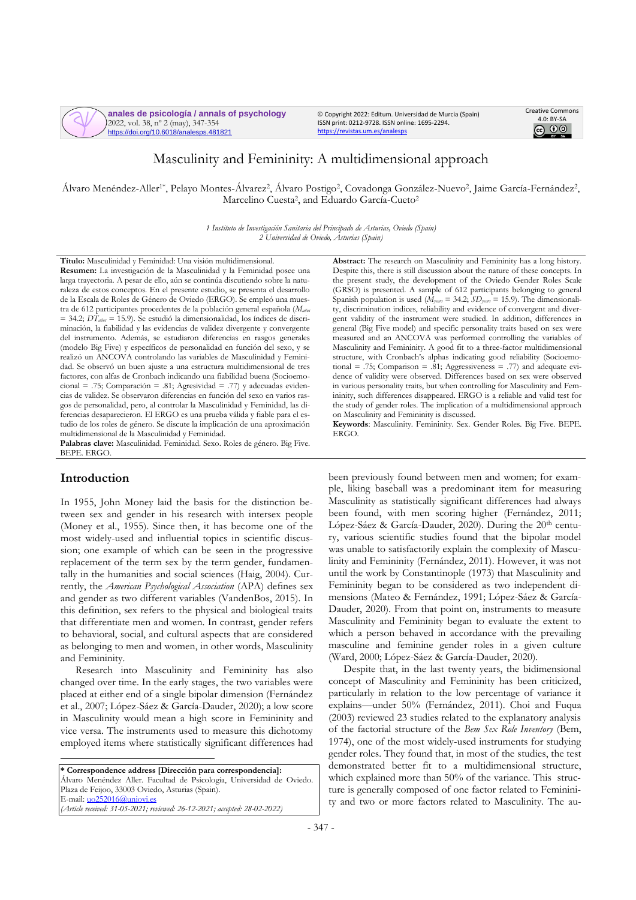# Masculinity and Femininity: A multidimensional approach

Álvaro Menéndez-Aller[1*], Pelayo Montes-Álvarez[2], Álvaro Postigo[2], Covadonga González-Nuevo[2], Jaime García-Fernández[2], Marcelino Cuesta[2], and Eduardo García-Cueto[2]

*1 Instituto de Investigación Sanitaria del Principado de Asturias, Oviedo (Spain)*
*2 Universidad de Oviedo, Asturias (Spain)*

**Título:** Masculinidad y Feminidad: Una visión multidimensional.
**Resumen:** La investigación de la Masculinidad y la Feminidad posee una larga trayectoria. A pesar de ello, aún se continúa discutiendo sobre la naturaleza de estos conceptos. En el presente estudio, se presenta el desarrollo de la Escala de Roles de Género de Oviedo (ERGO). Se empleó una muestra de 612 participantes procedentes de la población general española ($M_{años}$ = 34.2; $DT_{años}$ = 15.9). Se estudió la dimensionalidad, los índices de discriminación, la fiabilidad y las evidencias de validez divergente y convergente del instrumento. Además, se estudiaron diferencias en rasgos generales (modelo Big Five) y específicos de personalidad en función del sexo, y se realizó un ANCOVA controlando las variables de Masculinidad y Feminidad. Se observó un buen ajuste a una estructura multidimensional de tres factores, con alfas de Cronbach indicando una fiabilidad buena (Socioemocional = .75; Comparación = .81; Agresividad = .77) y adecuadas evidencias de validez. Se observaron diferencias en función del sexo en varios rasgos de personalidad, pero, al controlar la Masculinidad y Feminidad, las diferencias desaparecieron. El ERGO es una prueba válida y fiable para el estudio de los roles de género. Se discute la implicación de una aproximación multidimensional de la Masculinidad y Feminidad.
**Palabras clave:** Masculinidad. Feminidad. Sexo. Roles de género. Big Five. BEPE. ERGO.

**Abstract:** The research on Masculinity and Femininity has a long history. Despite this, there is still discussion about the nature of these concepts. In the present study, the development of the Oviedo Gender Roles Scale (GRSO) is presented. A sample of 612 participants belonging to general Spanish population is used ($M_{years}$ = 34.2; $SD_{years}$ = 15.9). The dimensionality, discrimination indices, reliability and evidence of convergent and divergent validity of the instrument were studied. In addition, differences in general (Big Five model) and specific personality traits based on sex were measured and an ANCOVA was performed controlling the variables of Masculinity and Femininity. A good fit to a three-factor multidimensional structure, with Cronbach's alphas indicating good reliability (Socioemotional = .75; Comparison = .81; Aggressiveness = .77) and adequate evidence of validity were observed. Differences based on sex were observed in various personality traits, but when controlling for Masculinity and Femininity, such differences disappeared. ERGO is a reliable and valid test for the study of gender roles. The implication of a multidimensional approach on Masculinity and Femininity is discussed.
**Keywords**: Masculinity. Femininity. Sex. Gender Roles. Big Five. BEPE. ERGO.

## Introduction

In 1955, John Money laid the basis for the distinction between sex and gender in his research with intersex people (Money et al., 1955). Since then, it has become one of the most widely-used and influential topics in scientific discussion; one example of which can be seen in the progressive replacement of the term sex by the term gender, fundamentally in the humanities and social sciences (Haig, 2004). Currently, the *American Psychological Association* (APA) defines sex and gender as two different variables (VandenBos, 2015). In this definition, sex refers to the physical and biological traits that differentiate men and women. In contrast, gender refers to behavioral, social, and cultural aspects that are considered as belonging to men and women, in other words, Masculinity and Femininity.

Research into Masculinity and Femininity has also changed over time. In the early stages, the two variables were placed at either end of a single bipolar dimension (Fernández et al., 2007; López-Sáez & García-Dauder, 2020); a low score in Masculinity would mean a high score in Femininity and vice versa. The instruments used to measure this dichotomy employed items where statistically significant differences had been previously found between men and women; for example, liking baseball was a predominant item for measuring Masculinity as statistically significant differences had always been found, with men scoring higher (Fernández, 2011; López-Sáez & García-Dauder, 2020). During the 20th century, various scientific studies found that the bipolar model was unable to satisfactorily explain the complexity of Masculinity and Femininity (Fernández, 2011). However, it was not until the work by Constantinople (1973) that Masculinity and Femininity began to be considered as two independent dimensions (Mateo & Fernández, 1991; López-Sáez & García-Dauder, 2020). From that point on, instruments to measure Masculinity and Femininity began to evaluate the extent to which a person behaved in accordance with the prevailing masculine and feminine gender roles in a given culture (Ward, 2000; López-Sáez & García-Dauder, 2020).

Despite that, in the last twenty years, the bidimensional concept of Masculinity and Femininity has been criticized, particularly in relation to the low percentage of variance it explains—under 50% (Fernández, 2011). Choi and Fuqua (2003) reviewed 23 studies related to the explanatory analysis of the factorial structure of the *Bem Sex Role Inventory* (Bem, 1974), one of the most widely-used instruments for studying gender roles. They found that, in most of the studies, the test demonstrated better fit to a multidimensional structure, which explained more than 50% of the variance. This structure is generally composed of one factor related to Femininity and two or more factors related to Masculinity. The au-

---

**\* Correspondence address [Dirección para correspondencia]:**
Álvaro Menéndez Aller. Facultad de Psicología, Universidad de Oviedo. Plaza de Feijoo, 33003 Oviedo, Asturias (Spain).
E-mail: uo252016@uniovi.es
*(Article received: 31-05-2021; reviewed: 26-12-2021; accepted: 28-02-2022)*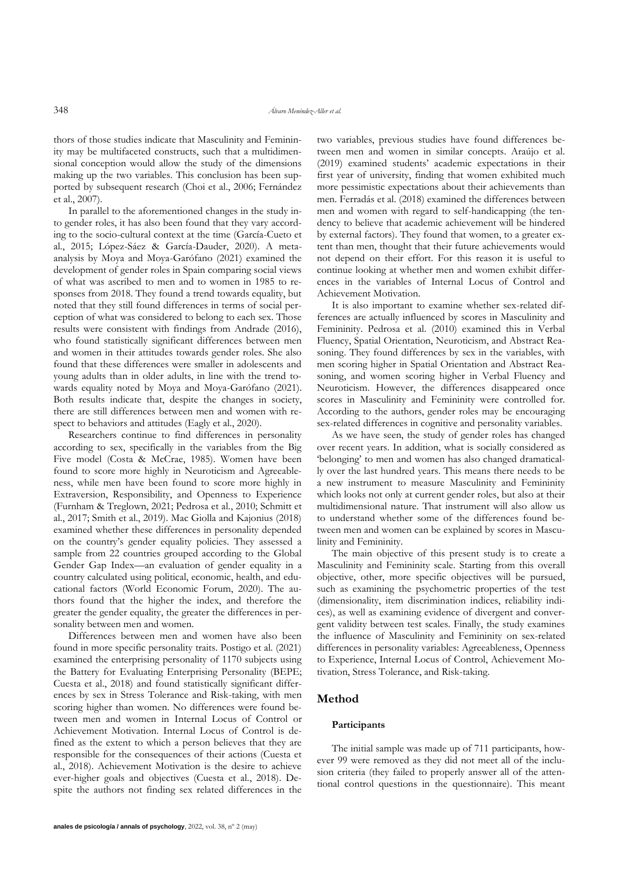thors of those studies indicate that Masculinity and Femininity may be multifaceted constructs, such that a multidimensional conception would allow the study of the dimensions making up the two variables. This conclusion has been supported by subsequent research (Choi et al., 2006; Fernández et al., 2007).

In parallel to the aforementioned changes in the study into gender roles, it has also been found that they vary according to the socio-cultural context at the time (García-Cueto et al., 2015; López-Sáez & García-Dauder, 2020). A meta-analysis by Moya and Moya-Garófano (2021) examined the development of gender roles in Spain comparing social views of what was ascribed to men and to women in 1985 to responses from 2018. They found a trend towards equality, but noted that they still found differences in terms of social perception of what was considered to belong to each sex. Those results were consistent with findings from Andrade (2016), who found statistically significant differences between men and women in their attitudes towards gender roles. She also found that these differences were smaller in adolescents and young adults than in older adults, in line with the trend towards equality noted by Moya and Moya-Garófano (2021). Both results indicate that, despite the changes in society, there are still differences between men and women with respect to behaviors and attitudes (Eagly et al., 2020).

Researchers continue to find differences in personality according to sex, specifically in the variables from the Big Five model (Costa & McCrae, 1985). Women have been found to score more highly in Neuroticism and Agreeableness, while men have been found to score more highly in Extraversion, Responsibility, and Openness to Experience (Furnham & Treglown, 2021; Pedrosa et al., 2010; Schmitt et al., 2017; Smith et al., 2019). Mac Giolla and Kajonius (2018) examined whether these differences in personality depended on the country's gender equality policies. They assessed a sample from 22 countries grouped according to the Global Gender Gap Index—an evaluation of gender equality in a country calculated using political, economic, health, and educational factors (World Economic Forum, 2020). The authors found that the higher the index, and therefore the greater the gender equality, the greater the differences in personality between men and women.

Differences between men and women have also been found in more specific personality traits. Postigo et al. (2021) examined the enterprising personality of 1170 subjects using the Battery for Evaluating Enterprising Personality (BEPE; Cuesta et al., 2018) and found statistically significant differences by sex in Stress Tolerance and Risk-taking, with men scoring higher than women. No differences were found between men and women in Internal Locus of Control or Achievement Motivation. Internal Locus of Control is defined as the extent to which a person believes that they are responsible for the consequences of their actions (Cuesta et al., 2018). Achievement Motivation is the desire to achieve ever-higher goals and objectives (Cuesta et al., 2018). Despite the authors not finding sex related differences in the two variables, previous studies have found differences between men and women in similar concepts. Araújo et al. (2019) examined students' academic expectations in their first year of university, finding that women exhibited much more pessimistic expectations about their achievements than men. Ferradás et al. (2018) examined the differences between men and women with regard to self-handicapping (the tendency to believe that academic achievement will be hindered by external factors). They found that women, to a greater extent than men, thought that their future achievements would not depend on their effort. For this reason it is useful to continue looking at whether men and women exhibit differences in the variables of Internal Locus of Control and Achievement Motivation.

It is also important to examine whether sex-related differences are actually influenced by scores in Masculinity and Femininity. Pedrosa et al. (2010) examined this in Verbal Fluency, Spatial Orientation, Neuroticism, and Abstract Reasoning. They found differences by sex in the variables, with men scoring higher in Spatial Orientation and Abstract Reasoning, and women scoring higher in Verbal Fluency and Neuroticism. However, the differences disappeared once scores in Masculinity and Femininity were controlled for. According to the authors, gender roles may be encouraging sex-related differences in cognitive and personality variables.

As we have seen, the study of gender roles has changed over recent years. In addition, what is socially considered as 'belonging' to men and women has also changed dramatically over the last hundred years. This means there needs to be a new instrument to measure Masculinity and Femininity which looks not only at current gender roles, but also at their multidimensional nature. That instrument will also allow us to understand whether some of the differences found between men and women can be explained by scores in Masculinity and Femininity.

The main objective of this present study is to create a Masculinity and Femininity scale. Starting from this overall objective, other, more specific objectives will be pursued, such as examining the psychometric properties of the test (dimensionality, item discrimination indices, reliability indices), as well as examining evidence of divergent and convergent validity between test scales. Finally, the study examines the influence of Masculinity and Femininity on sex-related differences in personality variables: Agreeableness, Openness to Experience, Internal Locus of Control, Achievement Motivation, Stress Tolerance, and Risk-taking.

## Method

### Participants

The initial sample was made up of 711 participants, however 99 were removed as they did not meet all of the inclusion criteria (they failed to properly answer all of the attentional control questions in the questionnaire). This meant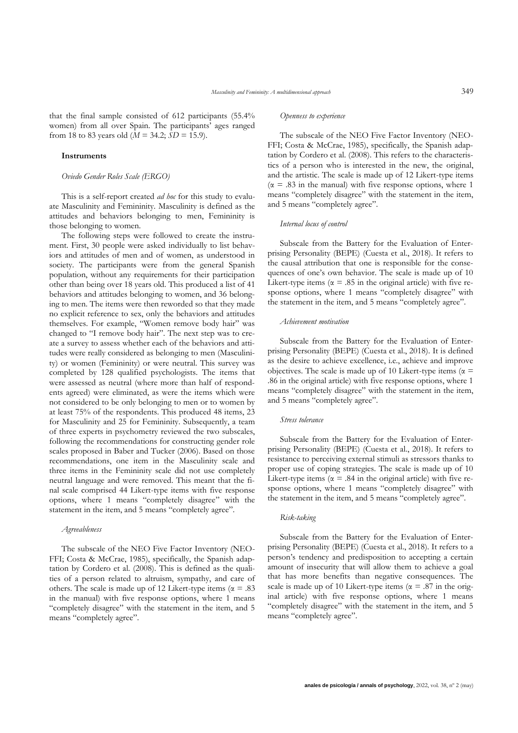that the final sample consisted of 612 participants (55.4% women) from all over Spain. The participants' ages ranged from 18 to 83 years old ($M$ = 34.2; $SD$ = 15.9).

### Instruments

#### *Oviedo Gender Roles Scale (ERGO)*

This is a self-report created *ad hoc* for this study to evaluate Masculinity and Femininity. Masculinity is defined as the attitudes and behaviors belonging to men, Femininity is those belonging to women.

The following steps were followed to create the instrument. First, 30 people were asked individually to list behaviors and attitudes of men and of women, as understood in society. The participants were from the general Spanish population, without any requirements for their participation other than being over 18 years old. This produced a list of 41 behaviors and attitudes belonging to women, and 36 belonging to men. The items were then reworded so that they made no explicit reference to sex, only the behaviors and attitudes themselves. For example, "Women remove body hair" was changed to "I remove body hair". The next step was to create a survey to assess whether each of the behaviors and attitudes were really considered as belonging to men (Masculinity) or women (Femininity) or were neutral. This survey was completed by 128 qualified psychologists. The items that were assessed as neutral (where more than half of respondents agreed) were eliminated, as were the items which were not considered to be only belonging to men or to women by at least 75% of the respondents. This produced 48 items, 23 for Masculinity and 25 for Femininity. Subsequently, a team of three experts in psychometry reviewed the two subscales, following the recommendations for constructing gender role scales proposed in Baber and Tucker (2006). Based on those recommendations, one item in the Masculinity scale and three items in the Femininity scale did not use completely neutral language and were removed. This meant that the final scale comprised 44 Likert-type items with five response options, where 1 means "completely disagree" with the statement in the item, and 5 means "completely agree".

#### *Agreeableness*

The subscale of the NEO Five Factor Inventory (NEO-FFI; Costa & McCrae, 1985), specifically, the Spanish adaptation by Cordero et al. (2008). This is defined as the qualities of a person related to altruism, sympathy, and care of others. The scale is made up of 12 Likert-type items ($\alpha$ = .83 in the manual) with five response options, where 1 means "completely disagree" with the statement in the item, and 5 means "completely agree".

#### *Openness to experience*

The subscale of the NEO Five Factor Inventory (NEO-FFI; Costa & McCrae, 1985), specifically, the Spanish adaptation by Cordero et al. (2008). This refers to the characteristics of a person who is interested in the new, the original, and the artistic. The scale is made up of 12 Likert-type items ($\alpha$ = .83 in the manual) with five response options, where 1 means "completely disagree" with the statement in the item, and 5 means "completely agree".

#### *Internal locus of control*

Subscale from the Battery for the Evaluation of Enterprising Personality (BEPE) (Cuesta et al., 2018). It refers to the causal attribution that one is responsible for the consequences of one's own behavior. The scale is made up of 10 Likert-type items ($\alpha$ = .85 in the original article) with five response options, where 1 means "completely disagree" with the statement in the item, and 5 means "completely agree".

#### *Achievement motivation*

Subscale from the Battery for the Evaluation of Enterprising Personality (BEPE) (Cuesta et al., 2018). It is defined as the desire to achieve excellence, i.e., achieve and improve objectives. The scale is made up of 10 Likert-type items ($\alpha$ = .86 in the original article) with five response options, where 1 means "completely disagree" with the statement in the item, and 5 means "completely agree".

#### *Stress tolerance*

Subscale from the Battery for the Evaluation of Enterprising Personality (BEPE) (Cuesta et al., 2018). It refers to resistance to perceiving external stimuli as stressors thanks to proper use of coping strategies. The scale is made up of 10 Likert-type items ($\alpha$ = .84 in the original article) with five response options, where 1 means "completely disagree" with the statement in the item, and 5 means "completely agree".

#### *Risk-taking*

Subscale from the Battery for the Evaluation of Enterprising Personality (BEPE) (Cuesta et al., 2018). It refers to a person's tendency and predisposition to accepting a certain amount of insecurity that will allow them to achieve a goal that has more benefits than negative consequences. The scale is made up of 10 Likert-type items ($\alpha$ = .87 in the original article) with five response options, where 1 means "completely disagree" with the statement in the item, and 5 means "completely agree".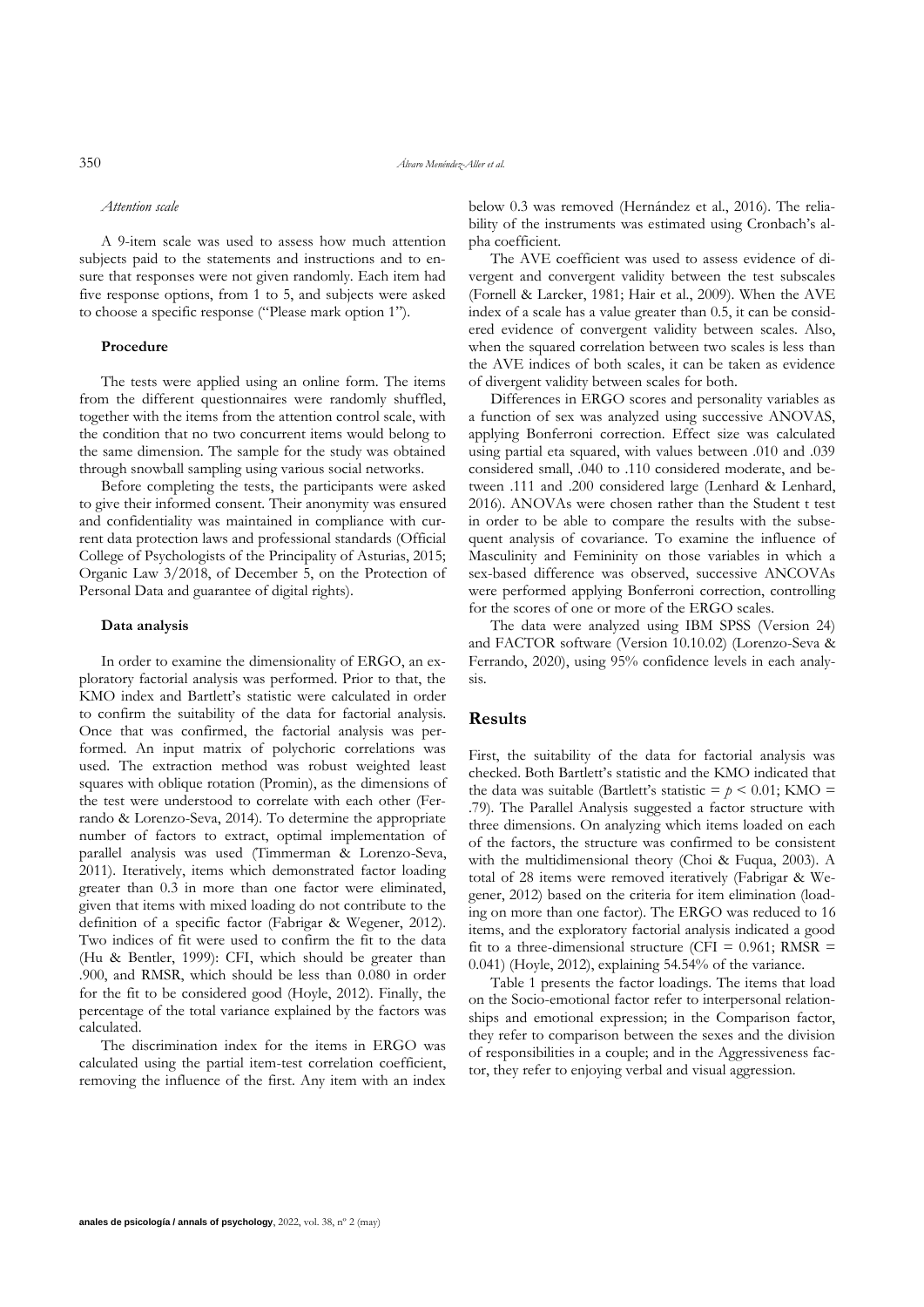*Attention scale*

A 9-item scale was used to assess how much attention subjects paid to the statements and instructions and to ensure that responses were not given randomly. Each item had five response options, from 1 to 5, and subjects were asked to choose a specific response ("Please mark option 1").

#### Procedure

The tests were applied using an online form. The items from the different questionnaires were randomly shuffled, together with the items from the attention control scale, with the condition that no two concurrent items would belong to the same dimension. The sample for the study was obtained through snowball sampling using various social networks.

Before completing the tests, the participants were asked to give their informed consent. Their anonymity was ensured and confidentiality was maintained in compliance with current data protection laws and professional standards (Official College of Psychologists of the Principality of Asturias, 2015; Organic Law 3/2018, of December 5, on the Protection of Personal Data and guarantee of digital rights).

#### Data analysis

In order to examine the dimensionality of ERGO, an exploratory factorial analysis was performed. Prior to that, the KMO index and Bartlett's statistic were calculated in order to confirm the suitability of the data for factorial analysis. Once that was confirmed, the factorial analysis was performed. An input matrix of polychoric correlations was used. The extraction method was robust weighted least squares with oblique rotation (Promin), as the dimensions of the test were understood to correlate with each other (Ferrando & Lorenzo-Seva, 2014). To determine the appropriate number of factors to extract, optimal implementation of parallel analysis was used (Timmerman & Lorenzo-Seva, 2011). Iteratively, items which demonstrated factor loading greater than 0.3 in more than one factor were eliminated, given that items with mixed loading do not contribute to the definition of a specific factor (Fabrigar & Wegener, 2012). Two indices of fit were used to confirm the fit to the data (Hu & Bentler, 1999): CFI, which should be greater than .900, and RMSR, which should be less than 0.080 in order for the fit to be considered good (Hoyle, 2012). Finally, the percentage of the total variance explained by the factors was calculated.

The discrimination index for the items in ERGO was calculated using the partial item-test correlation coefficient, removing the influence of the first. Any item with an index below 0.3 was removed (Hernández et al., 2016). The reliability of the instruments was estimated using Cronbach's alpha coefficient.

The AVE coefficient was used to assess evidence of divergent and convergent validity between the test subscales (Fornell & Larcker, 1981; Hair et al., 2009). When the AVE index of a scale has a value greater than 0.5, it can be considered evidence of convergent validity between scales. Also, when the squared correlation between two scales is less than the AVE indices of both scales, it can be taken as evidence of divergent validity between scales for both.

Differences in ERGO scores and personality variables as a function of sex was analyzed using successive ANOVAS, applying Bonferroni correction. Effect size was calculated using partial eta squared, with values between .010 and .039 considered small, .040 to .110 considered moderate, and between .111 and .200 considered large (Lenhard & Lenhard, 2016). ANOVAs were chosen rather than the Student t test in order to be able to compare the results with the subsequent analysis of covariance. To examine the influence of Masculinity and Femininity on those variables in which a sex-based difference was observed, successive ANCOVAs were performed applying Bonferroni correction, controlling for the scores of one or more of the ERGO scales.

The data were analyzed using IBM SPSS (Version 24) and FACTOR software (Version 10.10.02) (Lorenzo-Seva & Ferrando, 2020), using 95% confidence levels in each analysis.

## Results

First, the suitability of the data for factorial analysis was checked. Both Bartlett's statistic and the KMO indicated that the data was suitable (Bartlett's statistic = $p < 0.01$; KMO = .79). The Parallel Analysis suggested a factor structure with three dimensions. On analyzing which items loaded on each of the factors, the structure was confirmed to be consistent with the multidimensional theory (Choi & Fuqua, 2003). A total of 28 items were removed iteratively (Fabrigar & Wegener, 2012) based on the criteria for item elimination (loading on more than one factor). The ERGO was reduced to 16 items, and the exploratory factorial analysis indicated a good fit to a three-dimensional structure (CFI = 0.961; RMSR = 0.041) (Hoyle, 2012), explaining 54.54% of the variance.

Table 1 presents the factor loadings. The items that load on the Socio-emotional factor refer to interpersonal relationships and emotional expression; in the Comparison factor, they refer to comparison between the sexes and the division of responsibilities in a couple; and in the Aggressiveness factor, they refer to enjoying verbal and visual aggression.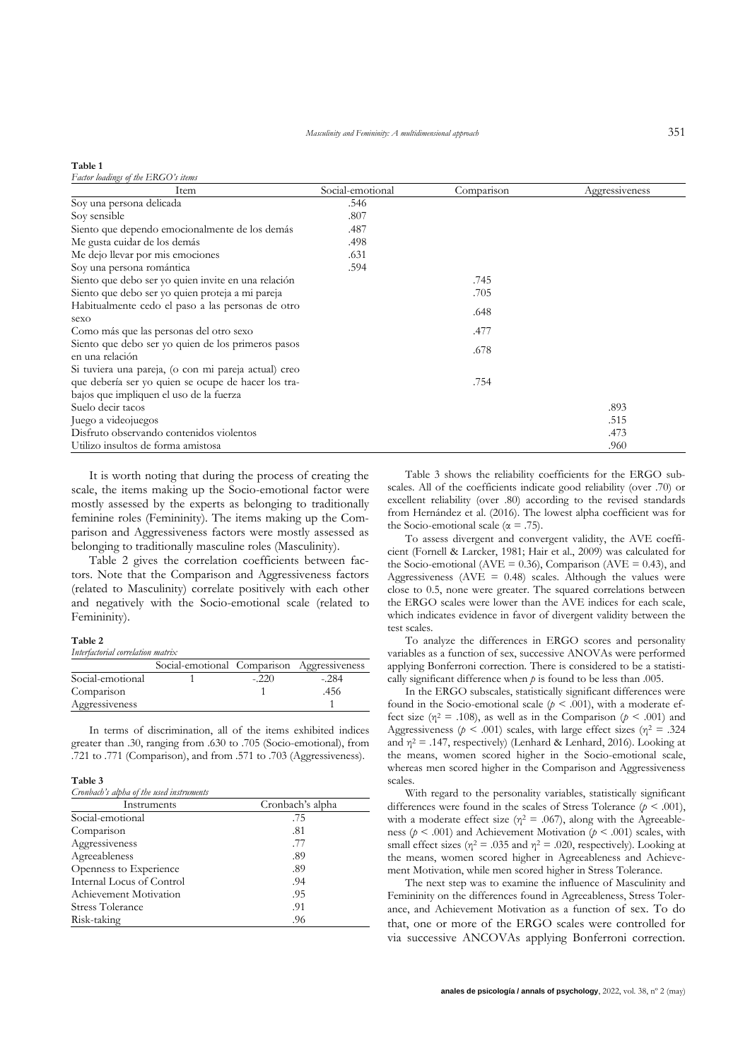**Table 1**
*Factor loadings of the ERGO's items*

| Item | Social-emotional | Comparison | Aggressiveness |
|---|---|---|---|
| Soy una persona delicada | .546 | | |
| Soy sensible | .807 | | |
| Siento que dependo emocionalmente de los demás | .487 | | |
| Me gusta cuidar de los demás | .498 | | |
| Me dejo llevar por mis emociones | .631 | | |
| Soy una persona romántica | .594 | | |
| Siento que debo ser yo quien invite en una relación | | .745 | |
| Siento que debo ser yo quien proteja a mi pareja | | .705 | |
| Habitualmente cedo el paso a las personas de otro sexo | | .648 | |
| Como más que las personas del otro sexo | | .477 | |
| Siento que debo ser yo quien de los primeros pasos en una relación | | .678 | |
| Si tuviera una pareja, (o con mi pareja actual) creo que debería ser yo quien se ocupe de hacer los trabajos que impliquen el uso de la fuerza | | .754 | |
| Suelo decir tacos | | | .893 |
| Juego a videojuegos | | | .515 |
| Disfruto observando contenidos violentos | | | .473 |
| Utilizo insultos de forma amistosa | | | .960 |

It is worth noting that during the process of creating the scale, the items making up the Socio-emotional factor were mostly assessed by the experts as belonging to traditionally feminine roles (Femininity). The items making up the Comparison and Aggressiveness factors were mostly assessed as belonging to traditionally masculine roles (Masculinity).

Table 2 gives the correlation coefficients between factors. Note that the Comparison and Aggressiveness factors (related to Masculinity) correlate positively with each other and negatively with the Socio-emotional scale (related to Femininity).

**Table 2**
*Interfactorial correlation matrix*

| | Social-emotional | Comparison | Aggressiveness |
|---|---|---|---|
| Social-emotional | 1 | -.220 | -.284 |
| Comparison | | 1 | .456 |
| Aggressiveness | | | 1 |

In terms of discrimination, all of the items exhibited indices greater than .30, ranging from .630 to .705 (Socio-emotional), from .721 to .771 (Comparison), and from .571 to .703 (Aggressiveness).

**Table 3**
*Cronbach's alpha of the used instruments*

| Instruments | Cronbach's alpha |
|---|---|
| Social-emotional | .75 |
| Comparison | .81 |
| Aggressiveness | .77 |
| Agreeableness | .89 |
| Openness to Experience | .89 |
| Internal Locus of Control | .94 |
| Achievement Motivation | .95 |
| Stress Tolerance | .91 |
| Risk-taking | .96 |

Table 3 shows the reliability coefficients for the ERGO subscales. All of the coefficients indicate good reliability (over .70) or excellent reliability (over .80) according to the revised standards from Hernández et al. (2016). The lowest alpha coefficient was for the Socio-emotional scale ($\alpha = .75$).

To assess divergent and convergent validity, the AVE coefficient (Fornell & Larcker, 1981; Hair et al., 2009) was calculated for the Socio-emotional (AVE = 0.36), Comparison (AVE = 0.43), and Aggressiveness (AVE = 0.48) scales. Although the values were close to 0.5, none were greater. The squared correlations between the ERGO scales were lower than the AVE indices for each scale, which indicates evidence in favor of divergent validity between the test scales.

To analyze the differences in ERGO scores and personality variables as a function of sex, successive ANOVAs were performed applying Bonferroni correction. There is considered to be a statistically significant difference when $p$ is found to be less than .005.

In the ERGO subscales, statistically significant differences were found in the Socio-emotional scale ($p < .001$), with a moderate effect size ($\eta^2 = .108$), as well as in the Comparison ($p < .001$) and Aggressiveness ($p < .001$) scales, with large effect sizes ($\eta^2 = .324$ and $\eta^2 = .147$, respectively) (Lenhard & Lenhard, 2016). Looking at the means, women scored higher in the Socio-emotional scale, whereas men scored higher in the Comparison and Aggressiveness scales.

With regard to the personality variables, statistically significant differences were found in the scales of Stress Tolerance ($p < .001$), with a moderate effect size ($\eta^2 = .067$), along with the Agreeableness ($p < .001$) and Achievement Motivation ($p < .001$) scales, with small effect sizes ($\eta^2 = .035$ and $\eta^2 = .020$, respectively). Looking at the means, women scored higher in Agreeableness and Achievement Motivation, while men scored higher in Stress Tolerance.

The next step was to examine the influence of Masculinity and Femininity on the differences found in Agreeableness, Stress Tolerance, and Achievement Motivation as a function of sex. To do that, one or more of the ERGO scales were controlled for via successive ANCOVAs applying Bonferroni correction.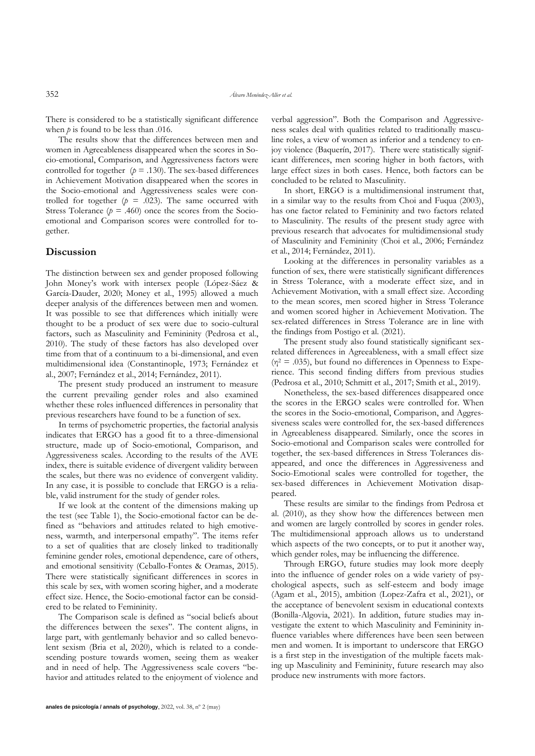There is considered to be a statistically significant difference when $p$ is found to be less than .016.

The results show that the differences between men and women in Agreeableness disappeared when the scores in Socio-emotional, Comparison, and Aggressiveness factors were controlled for together ($p = .130$). The sex-based differences in Achievement Motivation disappeared when the scores in the Socio-emotional and Aggressiveness scales were controlled for together ($p = .023$). The same occurred with Stress Tolerance ($p = .460$) once the scores from the Socio-emotional and Comparison scores were controlled for together.

## Discussion

The distinction between sex and gender proposed following John Money's work with intersex people (López-Sáez & García-Dauder, 2020; Money et al., 1995) allowed a much deeper analysis of the differences between men and women. It was possible to see that differences which initially were thought to be a product of sex were due to socio-cultural factors, such as Masculinity and Femininity (Pedrosa et al., 2010). The study of these factors has also developed over time from that of a continuum to a bi-dimensional, and even multidimensional idea (Constantinople, 1973; Fernández et al., 2007; Fernández et al., 2014; Fernández, 2011).

The present study produced an instrument to measure the current prevailing gender roles and also examined whether these roles influenced differences in personality that previous researchers have found to be a function of sex.

In terms of psychometric properties, the factorial analysis indicates that ERGO has a good fit to a three-dimensional structure, made up of Socio-emotional, Comparison, and Aggressiveness scales. According to the results of the AVE index, there is suitable evidence of divergent validity between the scales, but there was no evidence of convergent validity. In any case, it is possible to conclude that ERGO is a reliable, valid instrument for the study of gender roles.

If we look at the content of the dimensions making up the test (see Table 1), the Socio-emotional factor can be defined as "behaviors and attitudes related to high emotiveness, warmth, and interpersonal empathy". The items refer to a set of qualities that are closely linked to traditionally feminine gender roles, emotional dependence, care of others, and emotional sensitivity (Ceballo-Fontes & Oramas, 2015). There were statistically significant differences in scores in this scale by sex, with women scoring higher, and a moderate effect size. Hence, the Socio-emotional factor can be considered to be related to Femininity.

The Comparison scale is defined as "social beliefs about the differences between the sexes". The content aligns, in large part, with gentlemanly behavior and so called benevolent sexism (Bria et al, 2020), which is related to a condescending posture towards women, seeing them as weaker and in need of help. The Aggressiveness scale covers "behavior and attitudes related to the enjoyment of violence and verbal aggression". Both the Comparison and Aggressiveness scales deal with qualities related to traditionally masculine roles, a view of women as inferior and a tendency to enjoy violence (Baquerín, 2017). There were statistically significant differences, men scoring higher in both factors, with large effect sizes in both cases. Hence, both factors can be concluded to be related to Masculinity.

In short, ERGO is a multidimensional instrument that, in a similar way to the results from Choi and Fuqua (2003), has one factor related to Femininity and two factors related to Masculinity. The results of the present study agree with previous research that advocates for multidimensional study of Masculinity and Femininity (Choi et al., 2006; Fernández et al., 2014; Fernández, 2011).

Looking at the differences in personality variables as a function of sex, there were statistically significant differences in Stress Tolerance, with a moderate effect size, and in Achievement Motivation, with a small effect size. According to the mean scores, men scored higher in Stress Tolerance and women scored higher in Achievement Motivation. The sex-related differences in Stress Tolerance are in line with the findings from Postigo et al. (2021).

The present study also found statistically significant sex-related differences in Agreeableness, with a small effect size ($\eta^2 = .035$), but found no differences in Openness to Experience. This second finding differs from previous studies (Pedrosa et al., 2010; Schmitt et al., 2017; Smith et al., 2019).

Nonetheless, the sex-based differences disappeared once the scores in the ERGO scales were controlled for. When the scores in the Socio-emotional, Comparison, and Aggressiveness scales were controlled for, the sex-based differences in Agreeableness disappeared. Similarly, once the scores in Socio-emotional and Comparison scales were controlled for together, the sex-based differences in Stress Tolerances disappeared, and once the differences in Aggressiveness and Socio-Emotional scales were controlled for together, the sex-based differences in Achievement Motivation disappeared.

These results are similar to the findings from Pedrosa et al. (2010), as they show how the differences between men and women are largely controlled by scores in gender roles. The multidimensional approach allows us to understand which aspects of the two concepts, or to put it another way, which gender roles, may be influencing the difference.

Through ERGO, future studies may look more deeply into the influence of gender roles on a wide variety of psychological aspects, such as self-esteem and body image (Agam et al., 2015), ambition (Lopez-Zafra et al., 2021), or the acceptance of benevolent sexism in educational contexts (Bonilla-Algovia, 2021). In addition, future studies may investigate the extent to which Masculinity and Femininity influence variables where differences have been seen between men and women. It is important to underscore that ERGO is a first step in the investigation of the multiple facets making up Masculinity and Femininity, future research may also produce new instruments with more factors.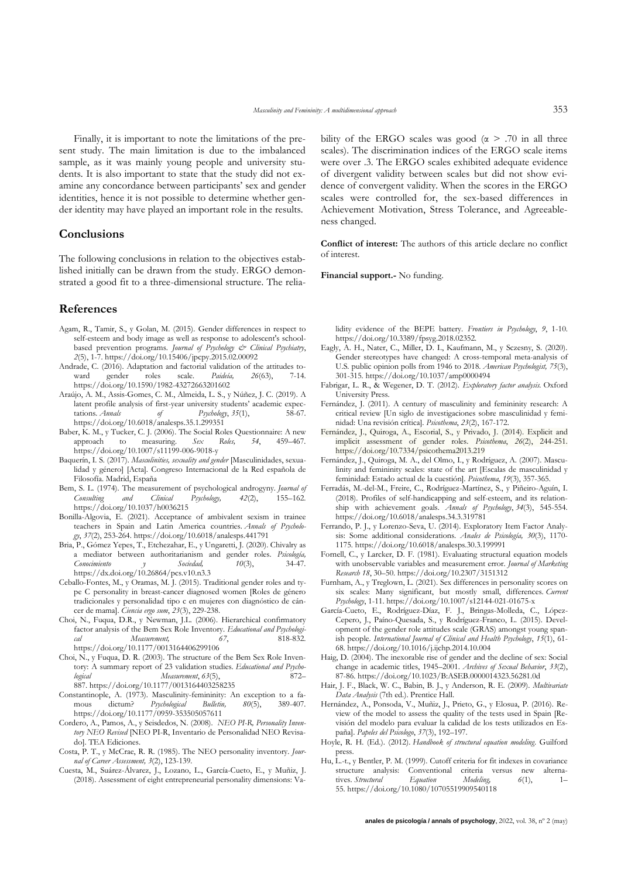Finally, it is important to note the limitations of the present study. The main limitation is due to the imbalanced sample, as it was mainly young people and university students. It is also important to state that the study did not examine any concordance between participants' sex and gender identities, hence it is not possible to determine whether gender identity may have played an important role in the results.

## Conclusions

The following conclusions in relation to the objectives established initially can be drawn from the study. ERGO demonstrated a good fit to a three-dimensional structure. The reliability of the ERGO scales was good ($\alpha$ > .70 in all three scales). The discrimination indices of the ERGO scale items were over .3. The ERGO scales exhibited adequate evidence of divergent validity between scales but did not show evidence of convergent validity. When the scores in the ERGO scales were controlled for, the sex-based differences in Achievement Motivation, Stress Tolerance, and Agreeableness changed.

**Conflict of interest:** The authors of this article declare no conflict of interest.

**Financial support.-** No funding.

## References

Agam, R., Tamir, S., y Golan, M. (2015). Gender differences in respect to self-esteem and body image as well as response to adolescent's school-based prevention programs. *Journal of Psychology & Clinical Psychiatry*, *2*(5), 1-7. https://doi.org/10.15406/jpcpy.2015.02.00092

Andrade, C. (2016). Adaptation and factorial validation of the attitudes toward gender roles scale. *Paideia, 26*(63), 7-14. https://doi.org/10.1590/1982-43272663201602

Araújo, A. M., Assis-Gomes, C. M., Almeida, L. S., y Núñez, J. C. (2019). A latent profile analysis of first-year university students' academic expectations. *Annals of Psychology*, *35*(1), 58-67. https://doi.org/10.6018/analesps.35.1.299351

Baber, K. M., y Tucker, C. J. (2006). The Social Roles Questionnaire: A new approach to measuring. *Sex Roles, 54*, 459–467. https://doi.org/10.1007/s11199-006-9018-y

Baquerín, I. S. (2017). *Masculinities, sexuality and gender* [Masculinidades, sexualidad y género] [Acta]. Congreso Internacional de la Red española de Filosofía. Madrid, España

Bem, S. L. (1974). The measurement of psychological androgyny. *Journal of Consulting and Clinical Psychology, 42*(2), 155–162. https://doi.org/10.1037/h0036215

Bonilla-Algovia, E. (2021). Acceptance of ambivalent sexism in trainee teachers in Spain and Latin America countries. *Annals of Psychology*, *37*(2), 253-264. https://doi.org/10.6018/analesps.441791

Bria, P., Gómez Yepes, T., Etchezahar, E., y Ungaretti, J. (2020). Chivalry as a mediator between authoritarianism and gender roles. *Psicología, Conocimiento y Sociedad, 10*(3), 34-47. https://dx.doi.org/10.26864/pcs.v10.n3.3

Ceballo-Fontes, M., y Oramas, M. J. (2015). Traditional gender roles and type C personality in breast-cancer diagnosed women [Roles de género tradicionales y personalidad tipo c en mujeres con diagnóstico de cáncer de mama]. *Ciencia ergo sum*, *23*(3), 229-238.

Choi, N., Fuqua, D.R., y Newman, J.L. (2006). Hierarchical confirmatory factor analysis of the Bem Sex Role Inventory. *Educational and Psychological Measurement, 67*, 818-832. https://doi.org/10.1177/0013164406299106

Choi, N., y Fuqua, D. R. (2003). The structure of the Bem Sex Role Inventory: A summary report of 23 validation studies. *Educational and Psychological Measurement*, *63*(5), 872–887. https://doi.org/10.1177/0013164403258235

Constantinople, A. (1973). Masculinity-femininity: An exception to a famous dictum? *Psychological Bulletin, 80*(5), 389-407. https://doi.org/10.1177/0959-353505057611

Cordero, A., Pamos, A., y Seisdedos, N. (2008). *NEO PI-R, Personality Inventory NEO Revised* [NEO PI-R, Inventario de Personalidad NEO Revisado]. TEA Ediciones.

Costa, P. T., y McCrae, R. R. (1985). The NEO personality inventory. *Journal of Career Assessment, 3*(2), 123-139.

Cuesta, M., Suárez-Álvarez, J., Lozano, L., García-Cueto, E., y Muñiz, J. (2018). Assessment of eight entrepreneurial personality dimensions: Validity evidence of the BEPE battery. *Frontiers in Psychology*, *9*, 1-10. https://doi.org/10.3389/fpsyg.2018.02352.

Eagly, A. H., Nater, C., Miller, D. I., Kaufmann, M., y Sczesny, S. (2020). Gender stereotypes have changed: A cross-temporal meta-analysis of U.S. public opinion polls from 1946 to 2018. *American Psychologist, 75*(3), 301-315. https://doi.org/10.1037/amp0000494

Fabrigar, L. R., & Wegener, D. T. (2012). *Exploratory factor analysis.* Oxford University Press.

Fernández, J. (2011). A century of masculinity and femininity research: A critical review [Un siglo de investigaciones sobre masculinidad y feminidad: Una revisión crítica]. *Psicothema*, *23*(2), 167-172.

Fernández, J., Quiroga, A., Escorial, S., y Privado, J. (2014). Explicit and implicit assessment of gender roles. *Psicothema*, *26*(2), 244-251. https://doi.org/10.7334/psicothema2013.219

Fernández, J., Quiroga, M. A., del Olmo, I., y Rodríguez, A. (2007). Masculinity and femininity scales: state of the art [Escalas de masculinidad y feminidad: Estado actual de la cuestión]. *Psicothema*, *19*(3), 357-365.

Ferradás, M.-del-M., Freire, C., Rodríguez-Martínez, S., y Piñeiro-Aguín, I. (2018). Profiles of self-handicapping and self-esteem, and its relationship with achievement goals. *Annals of Psychology*, *34*(3), 545-554. https://doi.org/10.6018/analesps.34.3.319781

Ferrando, P. J., y Lorenzo-Seva, U. (2014). Exploratory Item Factor Analysis: Some additional considerations. *Anales de Psicología, 30*(3), 1170-1175. https://doi.org/10.6018/analesps.30.3.199991

Fornell, C., y Larcker, D. F. (1981). Evaluating structural equation models with unobservable variables and measurement error. *Journal of Marketing Research 18*, 30–50. https://doi.org/10.2307/3151312

Furnham, A., y Treglown, L. (2021). Sex differences in personality scores on six scales: Many significant, but mostly small, differences. *Current Psychology*, 1-11. https://doi.org/10.1007/s12144-021-01675-x

García-Cueto, E., Rodríguez-Díaz, F. J., Bringas-Molleda, C., López-Cepero, J., Paíno-Quesada, S., y Rodríguez-Franco, L. (2015). Development of the gender role attitudes scale (GRAS) amongst young spanish people. *International Journal of Clinical and Health Psychology*, *15*(1), 61-68. https://doi.org/10.1016/j.ijchp.2014.10.004

Haig, D. (2004). The inexorable rise of gender and the decline of sex: Social change in academic titles, 1945–2001. *Archives of Sexual Behavior*, *33*(2), 87-86. https://doi.org/10.1023/B:ASEB.0000014323.56281.0d

Hair, J. F., Black, W. C., Babin, B. J., y Anderson, R. E. (2009). *Multivariate Data Analysis* (7th ed.). Prentice Hall.

Hernández, A., Ponsoda, V., Muñiz, J., Prieto, G., y Elosua, P. (2016). Review of the model to assess the quality of the tests used in Spain [Revisión del modelo para evaluar la calidad de los tests utilizados en España]. *Papeles del Psicologo*, *37*(3), 192–197.

Hoyle, R. H. (Ed.). (2012). *Handbook of structural equation modeling.* Guilford press.

Hu, L.-t., y Bentler, P. M. (1999). Cutoff criteria for fit indexes in covariance structure analysis: Conventional criteria versus new alternatives. *Structural Equation Modeling, 6*(1), 1–55. https://doi.org/10.1080/10705519909540118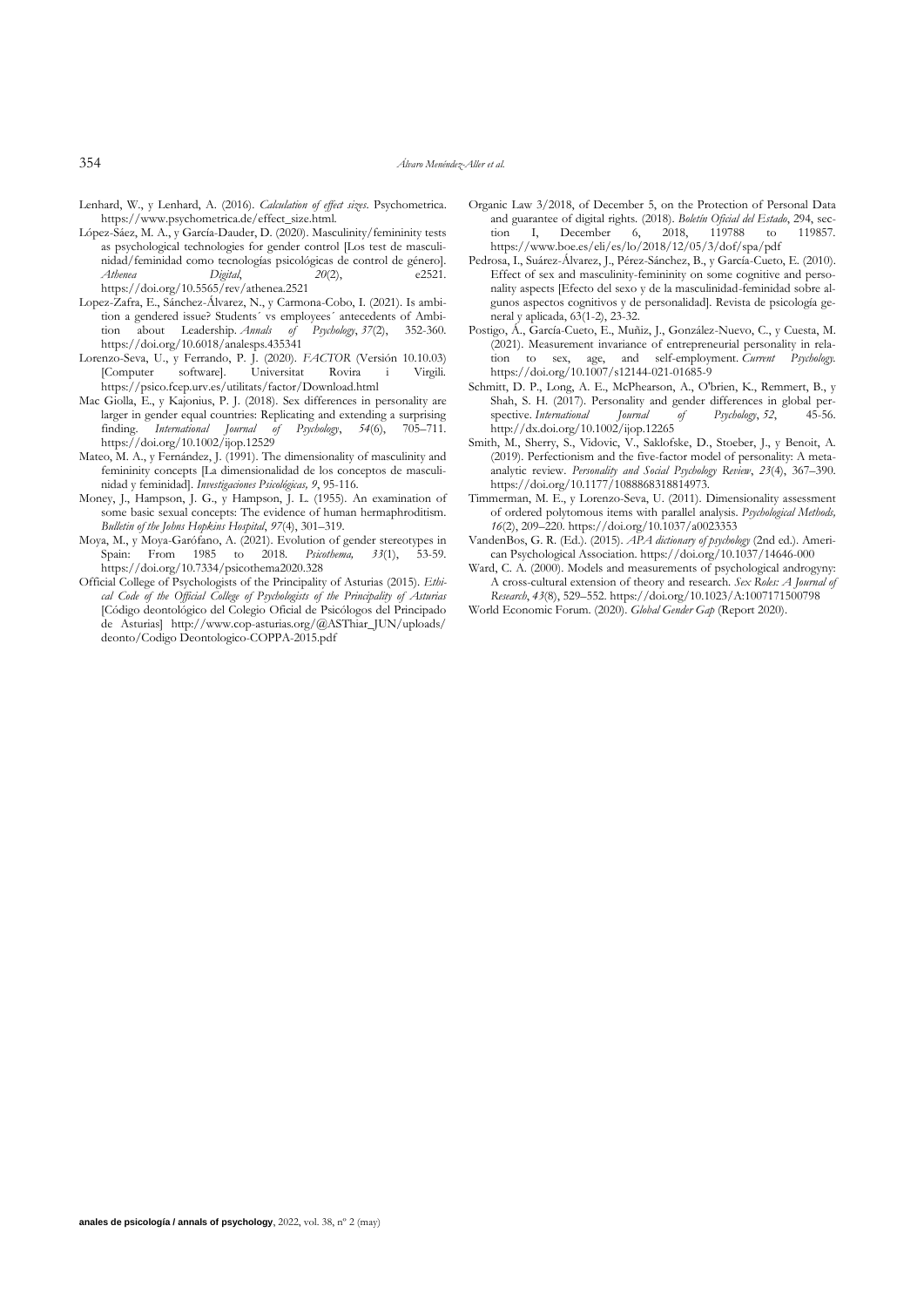Lenhard, W., y Lenhard, A. (2016). *Calculation of effect sizes*. Psychometrica. https://www.psychometrica.de/effect_size.html.

López-Sáez, M. A., y García-Dauder, D. (2020). Masculinity/femininity tests as psychological technologies for gender control [Los test de masculinidad/feminidad como tecnologías psicológicas de control de género]. *Athenea Digital*, *20*(2), e2521. https://doi.org/10.5565/rev/athenea.2521

Lopez-Zafra, E., Sánchez-Álvarez, N., y Carmona-Cobo, I. (2021). Is ambition a gendered issue? Students´ vs employees´ antecedents of Ambition about Leadership. *Annals of Psychology*, *37*(2), 352-360. https://doi.org/10.6018/analesps.435341

Lorenzo-Seva, U., y Ferrando, P. J. (2020). *FACTOR* (Versión 10.10.03) [Computer software]. Universitat Rovira i Virgili. https://psico.fcep.urv.es/utilitats/factor/Download.html

Mac Giolla, E., y Kajonius, P. J. (2018). Sex differences in personality are larger in gender equal countries: Replicating and extending a surprising finding. *International Journal of Psychology*, *54*(6), 705–711. https://doi.org/10.1002/ijop.12529

Mateo, M. A., y Fernández, J. (1991). The dimensionality of masculinity and femininity concepts [La dimensionalidad de los conceptos de masculinidad y feminidad]. *Investigaciones Psicológicas, 9*, 95-116.

Money, J., Hampson, J. G., y Hampson, J. L. (1955). An examination of some basic sexual concepts: The evidence of human hermaphroditism. *Bulletin of the Johns Hopkins Hospital*, *97*(4), 301–319.

Moya, M., y Moya-Garófano, A. (2021). Evolution of gender stereotypes in Spain: From 1985 to 2018. *Psicothema, 33*(1), 53-59. https://doi.org/10.7334/psicothema2020.328

Official College of Psychologists of the Principality of Asturias (2015). *Ethical Code of the Official College of Psychologists of the Principality of Asturias* [Código deontológico del Colegio Oficial de Psicólogos del Principado de Asturias] http://www.cop-asturias.org/@ASThiar_JUN/uploads/deonto/Codigo Deontologico-COPPA-2015.pdf

Organic Law 3/2018, of December 5, on the Protection of Personal Data and guarantee of digital rights. (2018). *Boletín Oficial del Estado*, 294, section I, December 6, 2018, 119788 to 119857. https://www.boe.es/eli/es/lo/2018/12/05/3/dof/spa/pdf

Pedrosa, I., Suárez-Álvarez, J., Pérez-Sánchez, B., y García-Cueto, E. (2010). Effect of sex and masculinity-femininity on some cognitive and personality aspects [Efecto del sexo y de la masculinidad-feminidad sobre algunos aspectos cognitivos y de personalidad]. Revista de psicología general y aplicada, 63(1-2), 23-32.

Postigo, Á., García-Cueto, E., Muñiz, J., González-Nuevo, C., y Cuesta, M. (2021). Measurement invariance of entrepreneurial personality in relation to sex, age, and self-employment. *Current Psychology.* https://doi.org/10.1007/s12144-021-01685-9

Schmitt, D. P., Long, A. E., McPhearson, A., O'brien, K., Remmert, B., y Shah, S. H. (2017). Personality and gender differences in global perspective. *International Journal of Psychology*, *52*, 45-56. http://dx.doi.org/10.1002/ijop.12265

Smith, M., Sherry, S., Vidovic, V., Saklofske, D., Stoeber, J., y Benoit, A. (2019). Perfectionism and the five-factor model of personality: A meta-analytic review. *Personality and Social Psychology Review*, *23*(4), 367–390. https://doi.org/10.1177/1088868318814973.

Timmerman, M. E., y Lorenzo-Seva, U. (2011). Dimensionality assessment of ordered polytomous items with parallel analysis. *Psychological Methods, 16*(2), 209–220. https://doi.org/10.1037/a0023353

VandenBos, G. R. (Ed.). (2015). *APA dictionary of psychology* (2nd ed.). American Psychological Association. https://doi.org/10.1037/14646-000

Ward, C. A. (2000). Models and measurements of psychological androgyny: A cross-cultural extension of theory and research. *Sex Roles: A Journal of Research*, *43*(8), 529–552. https://doi.org/10.1023/A:1007171500798

World Economic Forum. (2020). *Global Gender Gap* (Report 2020).